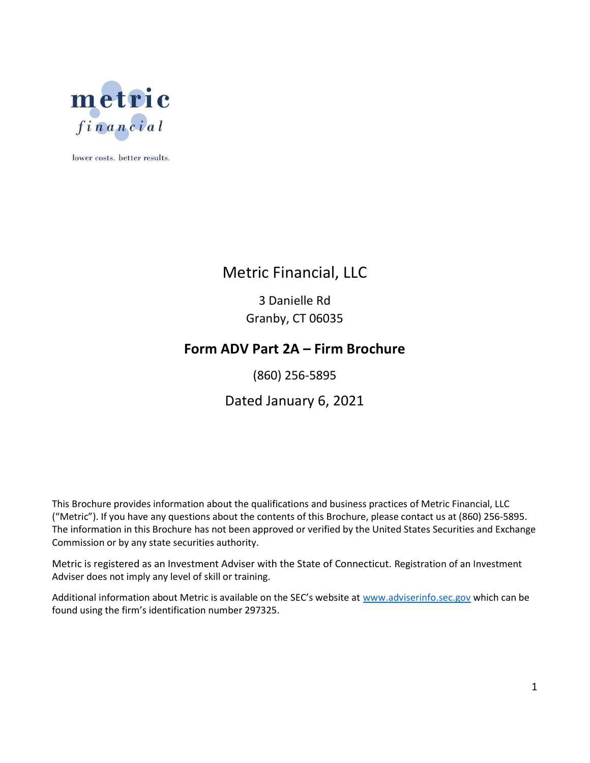metric
financial

lower costs. better results.

# Metric Financial, LLC

3 Danielle Rd
Granby, CT 06035

## Form ADV Part 2A – Firm Brochure

(860) 256-5895

Dated January 6, 2021

This Brochure provides information about the qualifications and business practices of Metric Financial, LLC ("Metric"). If you have any questions about the contents of this Brochure, please contact us at (860) 256-5895. The information in this Brochure has not been approved or verified by the United States Securities and Exchange Commission or by any state securities authority.

Metric is registered as an Investment Adviser with the State of Connecticut. Registration of an Investment Adviser does not imply any level of skill or training.

Additional information about Metric is available on the SEC's website at www.adviserinfo.sec.gov which can be found using the firm's identification number 297325.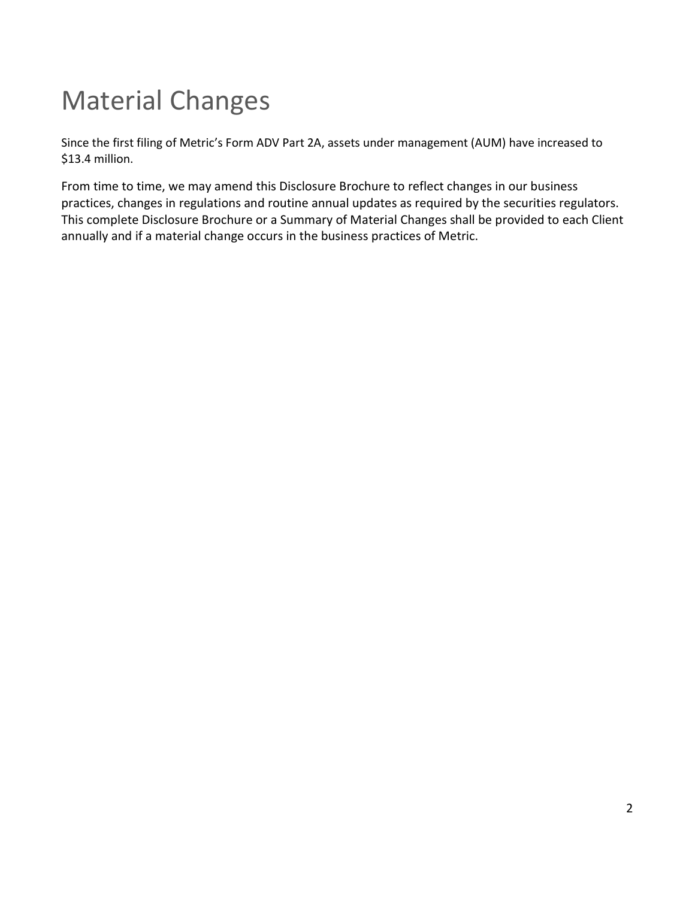# Material Changes

Since the first filing of Metric's Form ADV Part 2A, assets under management (AUM) have increased to $13.4 million.

From time to time, we may amend this Disclosure Brochure to reflect changes in our business practices, changes in regulations and routine annual updates as required by the securities regulators. This complete Disclosure Brochure or a Summary of Material Changes shall be provided to each Client annually and if a material change occurs in the business practices of Metric.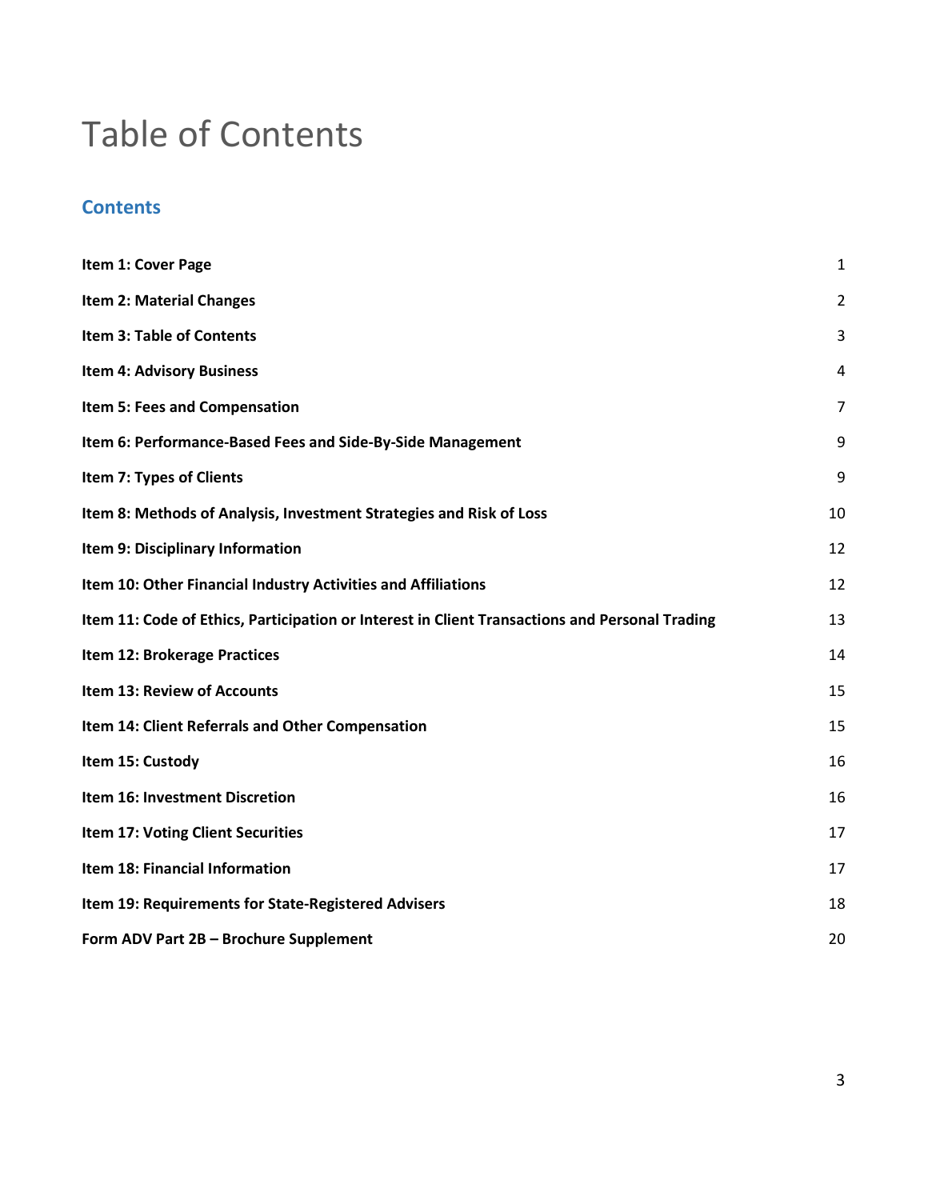# Table of Contents

## Contents

| | |
|---|---|
| **Item 1: Cover Page** | 1 |
| **Item 2: Material Changes** | 2 |
| **Item 3: Table of Contents** | 3 |
| **Item 4: Advisory Business** | 4 |
| **Item 5: Fees and Compensation** | 7 |
| **Item 6: Performance-Based Fees and Side-By-Side Management** | 9 |
| **Item 7: Types of Clients** | 9 |
| **Item 8: Methods of Analysis, Investment Strategies and Risk of Loss** | 10 |
| **Item 9: Disciplinary Information** | 12 |
| **Item 10: Other Financial Industry Activities and Affiliations** | 12 |
| **Item 11: Code of Ethics, Participation or Interest in Client Transactions and Personal Trading** | 13 |
| **Item 12: Brokerage Practices** | 14 |
| **Item 13: Review of Accounts** | 15 |
| **Item 14: Client Referrals and Other Compensation** | 15 |
| **Item 15: Custody** | 16 |
| **Item 16: Investment Discretion** | 16 |
| **Item 17: Voting Client Securities** | 17 |
| **Item 18: Financial Information** | 17 |
| **Item 19: Requirements for State-Registered Advisers** | 18 |
| **Form ADV Part 2B – Brochure Supplement** | 20 |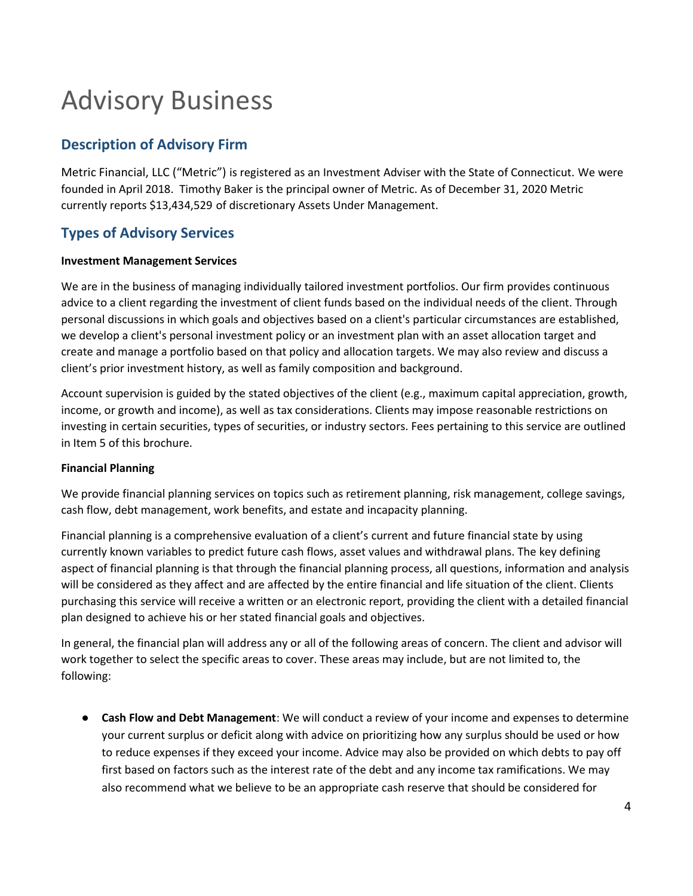# Advisory Business

## Description of Advisory Firm

Metric Financial, LLC ("Metric") is registered as an Investment Adviser with the State of Connecticut. We were founded in April 2018. Timothy Baker is the principal owner of Metric. As of December 31, 2020 Metric currently reports $13,434,529 of discretionary Assets Under Management.

## Types of Advisory Services

**Investment Management Services**

We are in the business of managing individually tailored investment portfolios. Our firm provides continuous advice to a client regarding the investment of client funds based on the individual needs of the client. Through personal discussions in which goals and objectives based on a client's particular circumstances are established, we develop a client's personal investment policy or an investment plan with an asset allocation target and create and manage a portfolio based on that policy and allocation targets. We may also review and discuss a client's prior investment history, as well as family composition and background.

Account supervision is guided by the stated objectives of the client (e.g., maximum capital appreciation, growth, income, or growth and income), as well as tax considerations. Clients may impose reasonable restrictions on investing in certain securities, types of securities, or industry sectors. Fees pertaining to this service are outlined in Item 5 of this brochure.

**Financial Planning**

We provide financial planning services on topics such as retirement planning, risk management, college savings, cash flow, debt management, work benefits, and estate and incapacity planning.

Financial planning is a comprehensive evaluation of a client's current and future financial state by using currently known variables to predict future cash flows, asset values and withdrawal plans. The key defining aspect of financial planning is that through the financial planning process, all questions, information and analysis will be considered as they affect and are affected by the entire financial and life situation of the client. Clients purchasing this service will receive a written or an electronic report, providing the client with a detailed financial plan designed to achieve his or her stated financial goals and objectives.

In general, the financial plan will address any or all of the following areas of concern. The client and advisor will work together to select the specific areas to cover. These areas may include, but are not limited to, the following:

- **Cash Flow and Debt Management**: We will conduct a review of your income and expenses to determine your current surplus or deficit along with advice on prioritizing how any surplus should be used or how to reduce expenses if they exceed your income. Advice may also be provided on which debts to pay off first based on factors such as the interest rate of the debt and any income tax ramifications. We may also recommend what we believe to be an appropriate cash reserve that should be considered for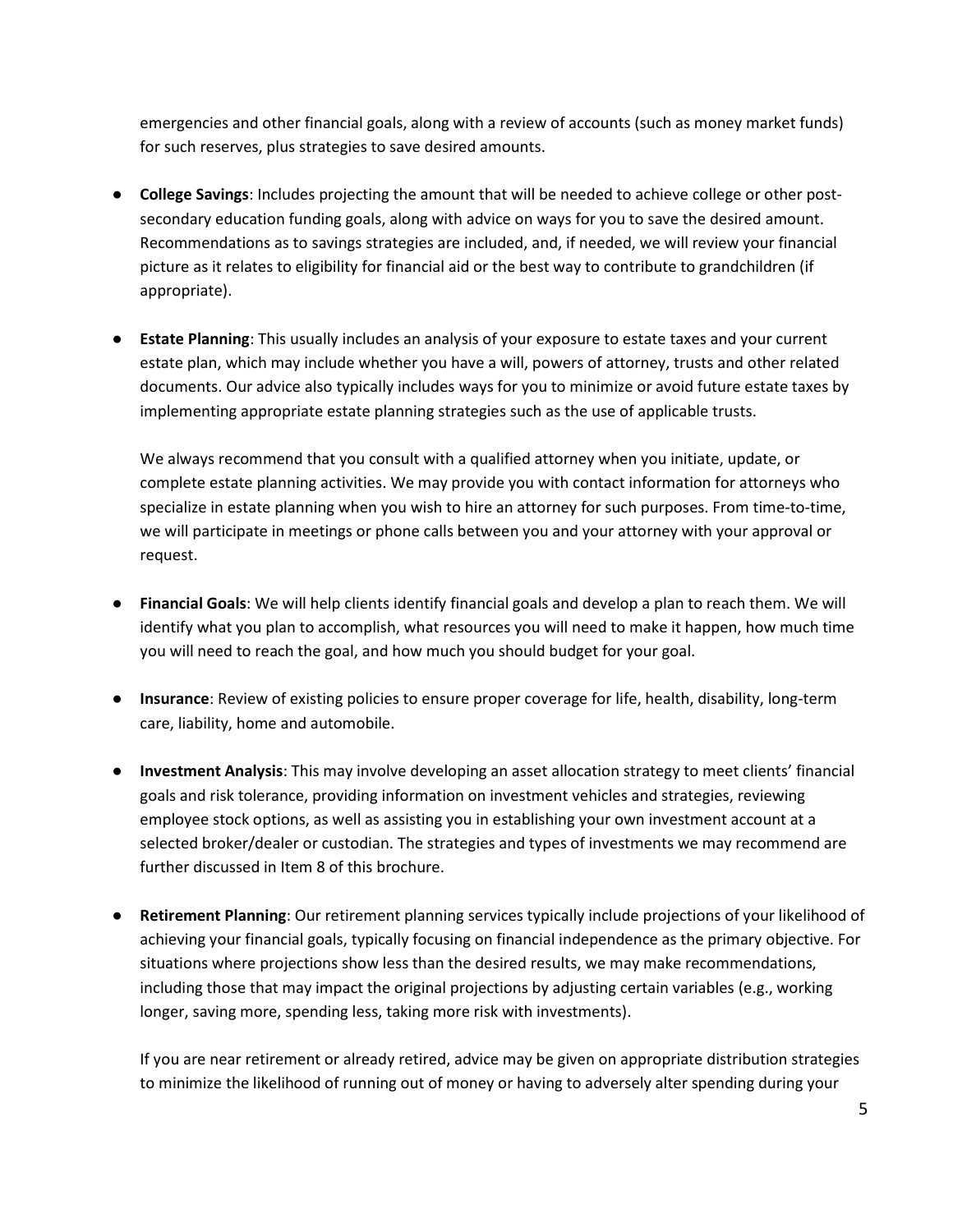emergencies and other financial goals, along with a review of accounts (such as money market funds) for such reserves, plus strategies to save desired amounts.

- **College Savings**: Includes projecting the amount that will be needed to achieve college or other post-secondary education funding goals, along with advice on ways for you to save the desired amount. Recommendations as to savings strategies are included, and, if needed, we will review your financial picture as it relates to eligibility for financial aid or the best way to contribute to grandchildren (if appropriate).

- **Estate Planning**: This usually includes an analysis of your exposure to estate taxes and your current estate plan, which may include whether you have a will, powers of attorney, trusts and other related documents. Our advice also typically includes ways for you to minimize or avoid future estate taxes by implementing appropriate estate planning strategies such as the use of applicable trusts.

  We always recommend that you consult with a qualified attorney when you initiate, update, or complete estate planning activities. We may provide you with contact information for attorneys who specialize in estate planning when you wish to hire an attorney for such purposes. From time-to-time, we will participate in meetings or phone calls between you and your attorney with your approval or request.

- **Financial Goals**: We will help clients identify financial goals and develop a plan to reach them. We will identify what you plan to accomplish, what resources you will need to make it happen, how much time you will need to reach the goal, and how much you should budget for your goal.

- **Insurance**: Review of existing policies to ensure proper coverage for life, health, disability, long-term care, liability, home and automobile.

- **Investment Analysis**: This may involve developing an asset allocation strategy to meet clients' financial goals and risk tolerance, providing information on investment vehicles and strategies, reviewing employee stock options, as well as assisting you in establishing your own investment account at a selected broker/dealer or custodian. The strategies and types of investments we may recommend are further discussed in Item 8 of this brochure.

- **Retirement Planning**: Our retirement planning services typically include projections of your likelihood of achieving your financial goals, typically focusing on financial independence as the primary objective. For situations where projections show less than the desired results, we may make recommendations, including those that may impact the original projections by adjusting certain variables (e.g., working longer, saving more, spending less, taking more risk with investments).

  If you are near retirement or already retired, advice may be given on appropriate distribution strategies to minimize the likelihood of running out of money or having to adversely alter spending during your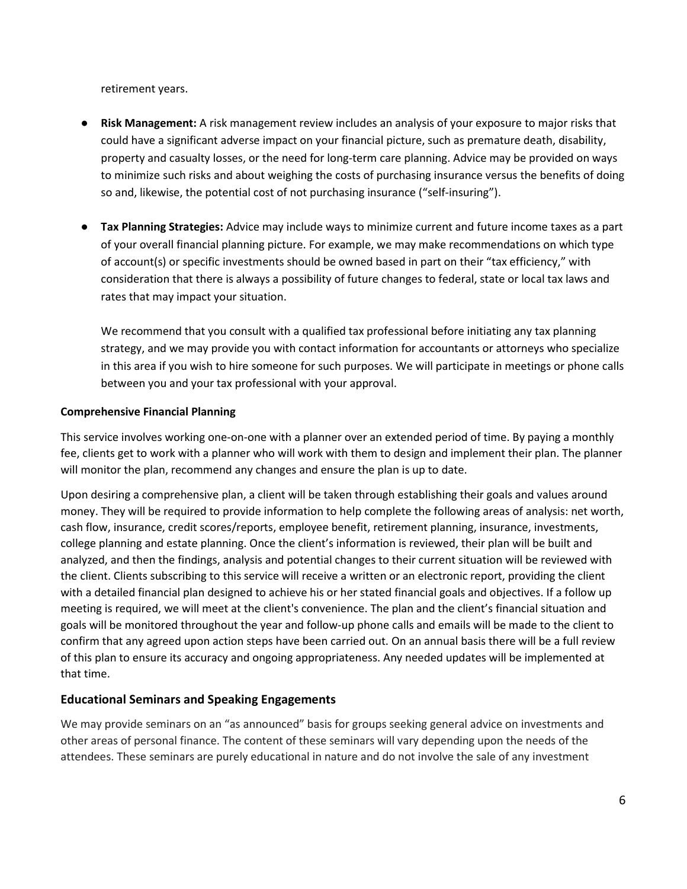retirement years.

- **Risk Management:** A risk management review includes an analysis of your exposure to major risks that could have a significant adverse impact on your financial picture, such as premature death, disability, property and casualty losses, or the need for long-term care planning. Advice may be provided on ways to minimize such risks and about weighing the costs of purchasing insurance versus the benefits of doing so and, likewise, the potential cost of not purchasing insurance ("self-insuring").

- **Tax Planning Strategies:** Advice may include ways to minimize current and future income taxes as a part of your overall financial planning picture. For example, we may make recommendations on which type of account(s) or specific investments should be owned based in part on their "tax efficiency," with consideration that there is always a possibility of future changes to federal, state or local tax laws and rates that may impact your situation.

  We recommend that you consult with a qualified tax professional before initiating any tax planning strategy, and we may provide you with contact information for accountants or attorneys who specialize in this area if you wish to hire someone for such purposes. We will participate in meetings or phone calls between you and your tax professional with your approval.

**Comprehensive Financial Planning**

This service involves working one-on-one with a planner over an extended period of time. By paying a monthly fee, clients get to work with a planner who will work with them to design and implement their plan. The planner will monitor the plan, recommend any changes and ensure the plan is up to date.

Upon desiring a comprehensive plan, a client will be taken through establishing their goals and values around money. They will be required to provide information to help complete the following areas of analysis: net worth, cash flow, insurance, credit scores/reports, employee benefit, retirement planning, insurance, investments, college planning and estate planning. Once the client's information is reviewed, their plan will be built and analyzed, and then the findings, analysis and potential changes to their current situation will be reviewed with the client. Clients subscribing to this service will receive a written or an electronic report, providing the client with a detailed financial plan designed to achieve his or her stated financial goals and objectives. If a follow up meeting is required, we will meet at the client's convenience. The plan and the client's financial situation and goals will be monitored throughout the year and follow-up phone calls and emails will be made to the client to confirm that any agreed upon action steps have been carried out. On an annual basis there will be a full review of this plan to ensure its accuracy and ongoing appropriateness. Any needed updates will be implemented at that time.

### Educational Seminars and Speaking Engagements

We may provide seminars on an "as announced" basis for groups seeking general advice on investments and other areas of personal finance. The content of these seminars will vary depending upon the needs of the attendees. These seminars are purely educational in nature and do not involve the sale of any investment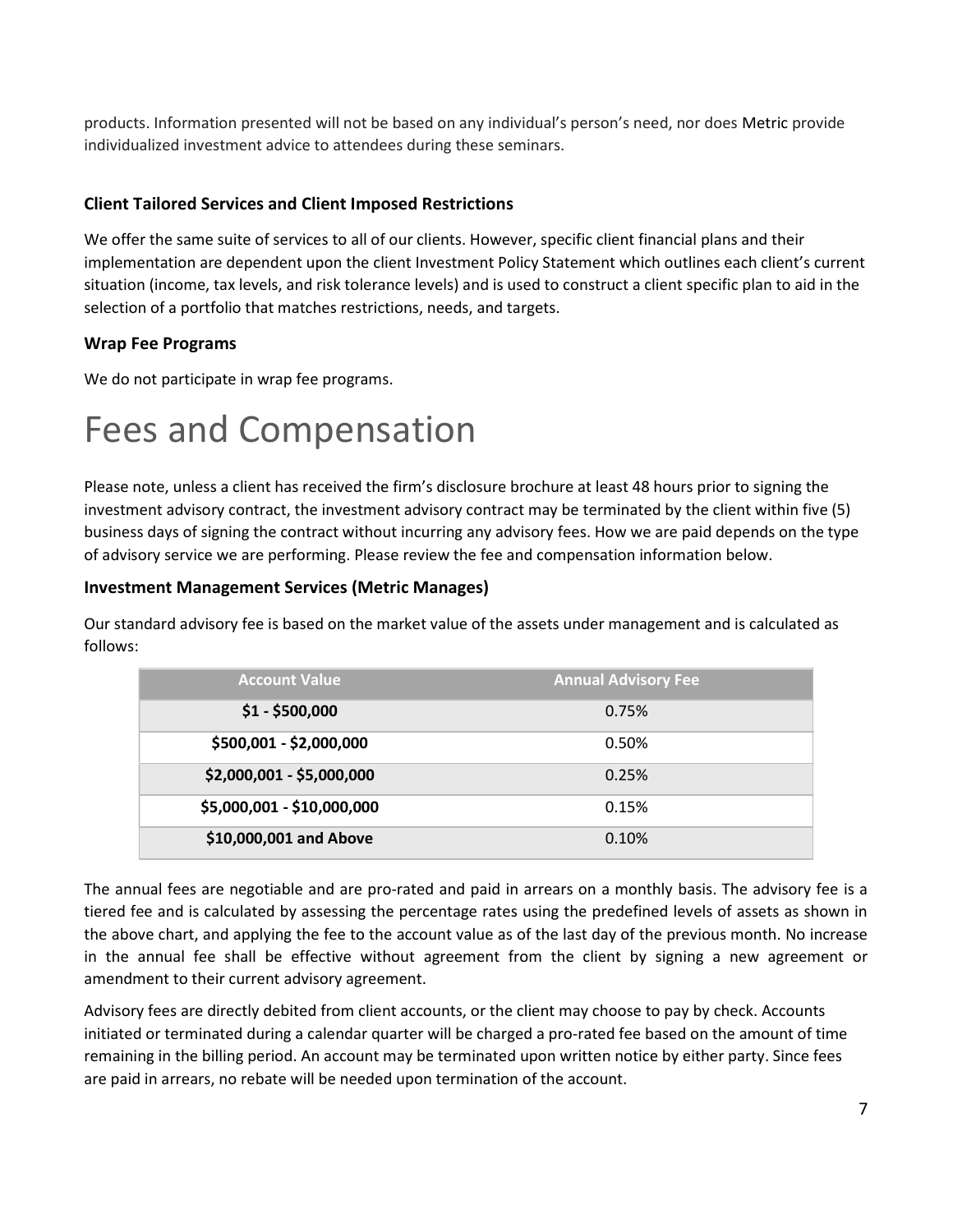products. Information presented will not be based on any individual's person's need, nor does Metric provide individualized investment advice to attendees during these seminars.

### Client Tailored Services and Client Imposed Restrictions

We offer the same suite of services to all of our clients. However, specific client financial plans and their implementation are dependent upon the client Investment Policy Statement which outlines each client's current situation (income, tax levels, and risk tolerance levels) and is used to construct a client specific plan to aid in the selection of a portfolio that matches restrictions, needs, and targets.

### Wrap Fee Programs

We do not participate in wrap fee programs.

# Fees and Compensation

Please note, unless a client has received the firm's disclosure brochure at least 48 hours prior to signing the investment advisory contract, the investment advisory contract may be terminated by the client within five (5) business days of signing the contract without incurring any advisory fees. How we are paid depends on the type of advisory service we are performing. Please review the fee and compensation information below.

### Investment Management Services (Metric Manages)

Our standard advisory fee is based on the market value of the assets under management and is calculated as follows:

| Account Value | Annual Advisory Fee |
|---|---|
| **$1 - $500,000** | 0.75% |
| **$500,001 - $2,000,000** | 0.50% |
| **$2,000,001 - $5,000,000** | 0.25% |
| **$5,000,001 - $10,000,000** | 0.15% |
| **$10,000,001 and Above** | 0.10% |

The annual fees are negotiable and are pro-rated and paid in arrears on a monthly basis. The advisory fee is a tiered fee and is calculated by assessing the percentage rates using the predefined levels of assets as shown in the above chart, and applying the fee to the account value as of the last day of the previous month. No increase in the annual fee shall be effective without agreement from the client by signing a new agreement or amendment to their current advisory agreement.

Advisory fees are directly debited from client accounts, or the client may choose to pay by check. Accounts initiated or terminated during a calendar quarter will be charged a pro-rated fee based on the amount of time remaining in the billing period. An account may be terminated upon written notice by either party. Since fees are paid in arrears, no rebate will be needed upon termination of the account.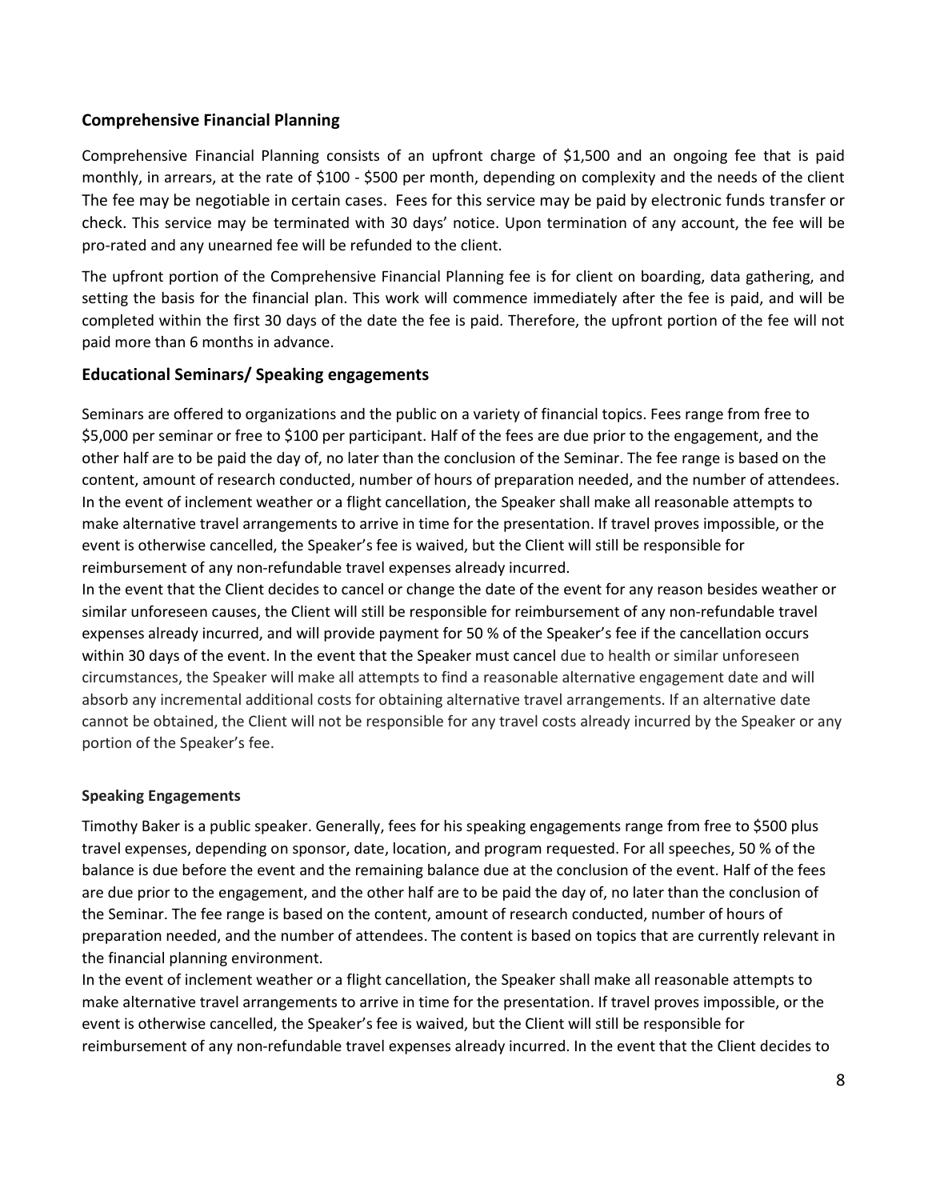## Comprehensive Financial Planning

Comprehensive Financial Planning consists of an upfront charge of $1,500 and an ongoing fee that is paid monthly, in arrears, at the rate of $100 - $500 per month, depending on complexity and the needs of the client The fee may be negotiable in certain cases. Fees for this service may be paid by electronic funds transfer or check. This service may be terminated with 30 days' notice. Upon termination of any account, the fee will be pro-rated and any unearned fee will be refunded to the client.

The upfront portion of the Comprehensive Financial Planning fee is for client on boarding, data gathering, and setting the basis for the financial plan. This work will commence immediately after the fee is paid, and will be completed within the first 30 days of the date the fee is paid. Therefore, the upfront portion of the fee will not paid more than 6 months in advance.

## Educational Seminars/ Speaking engagements

Seminars are offered to organizations and the public on a variety of financial topics. Fees range from free to $5,000 per seminar or free to $100 per participant. Half of the fees are due prior to the engagement, and the other half are to be paid the day of, no later than the conclusion of the Seminar. The fee range is based on the content, amount of research conducted, number of hours of preparation needed, and the number of attendees. In the event of inclement weather or a flight cancellation, the Speaker shall make all reasonable attempts to make alternative travel arrangements to arrive in time for the presentation. If travel proves impossible, or the event is otherwise cancelled, the Speaker's fee is waived, but the Client will still be responsible for reimbursement of any non-refundable travel expenses already incurred.

In the event that the Client decides to cancel or change the date of the event for any reason besides weather or similar unforeseen causes, the Client will still be responsible for reimbursement of any non-refundable travel expenses already incurred, and will provide payment for 50 % of the Speaker's fee if the cancellation occurs within 30 days of the event. In the event that the Speaker must cancel due to health or similar unforeseen circumstances, the Speaker will make all attempts to find a reasonable alternative engagement date and will absorb any incremental additional costs for obtaining alternative travel arrangements. If an alternative date cannot be obtained, the Client will not be responsible for any travel costs already incurred by the Speaker or any portion of the Speaker's fee.

### Speaking Engagements

Timothy Baker is a public speaker. Generally, fees for his speaking engagements range from free to $500 plus travel expenses, depending on sponsor, date, location, and program requested. For all speeches, 50 % of the balance is due before the event and the remaining balance due at the conclusion of the event. Half of the fees are due prior to the engagement, and the other half are to be paid the day of, no later than the conclusion of the Seminar. The fee range is based on the content, amount of research conducted, number of hours of preparation needed, and the number of attendees. The content is based on topics that are currently relevant in the financial planning environment.

In the event of inclement weather or a flight cancellation, the Speaker shall make all reasonable attempts to make alternative travel arrangements to arrive in time for the presentation. If travel proves impossible, or the event is otherwise cancelled, the Speaker's fee is waived, but the Client will still be responsible for reimbursement of any non-refundable travel expenses already incurred. In the event that the Client decides to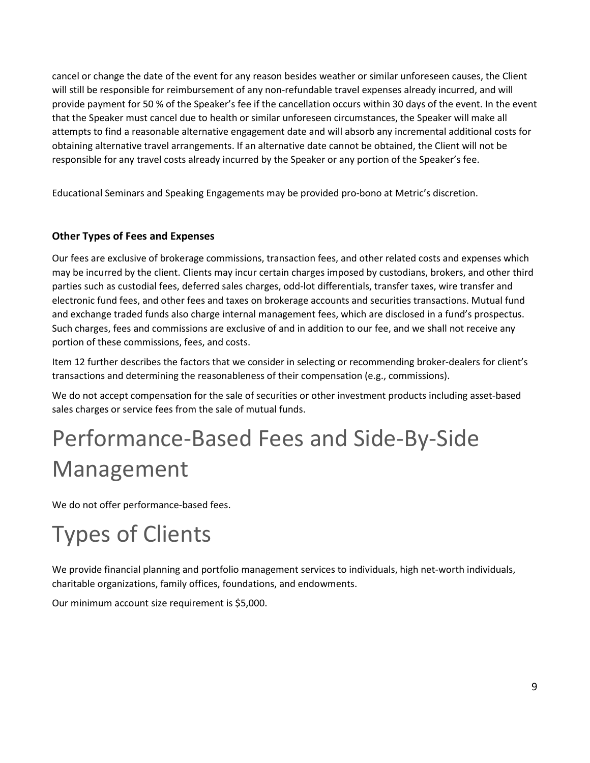cancel or change the date of the event for any reason besides weather or similar unforeseen causes, the Client will still be responsible for reimbursement of any non-refundable travel expenses already incurred, and will provide payment for 50 % of the Speaker's fee if the cancellation occurs within 30 days of the event. In the event that the Speaker must cancel due to health or similar unforeseen circumstances, the Speaker will make all attempts to find a reasonable alternative engagement date and will absorb any incremental additional costs for obtaining alternative travel arrangements. If an alternative date cannot be obtained, the Client will not be responsible for any travel costs already incurred by the Speaker or any portion of the Speaker's fee.

Educational Seminars and Speaking Engagements may be provided pro-bono at Metric's discretion.

### Other Types of Fees and Expenses

Our fees are exclusive of brokerage commissions, transaction fees, and other related costs and expenses which may be incurred by the client. Clients may incur certain charges imposed by custodians, brokers, and other third parties such as custodial fees, deferred sales charges, odd-lot differentials, transfer taxes, wire transfer and electronic fund fees, and other fees and taxes on brokerage accounts and securities transactions. Mutual fund and exchange traded funds also charge internal management fees, which are disclosed in a fund's prospectus. Such charges, fees and commissions are exclusive of and in addition to our fee, and we shall not receive any portion of these commissions, fees, and costs.

Item 12 further describes the factors that we consider in selecting or recommending broker-dealers for client's transactions and determining the reasonableness of their compensation (e.g., commissions).

We do not accept compensation for the sale of securities or other investment products including asset-based sales charges or service fees from the sale of mutual funds.

# Performance-Based Fees and Side-By-Side Management

We do not offer performance-based fees.

# Types of Clients

We provide financial planning and portfolio management services to individuals, high net-worth individuals, charitable organizations, family offices, foundations, and endowments.

Our minimum account size requirement is $5,000.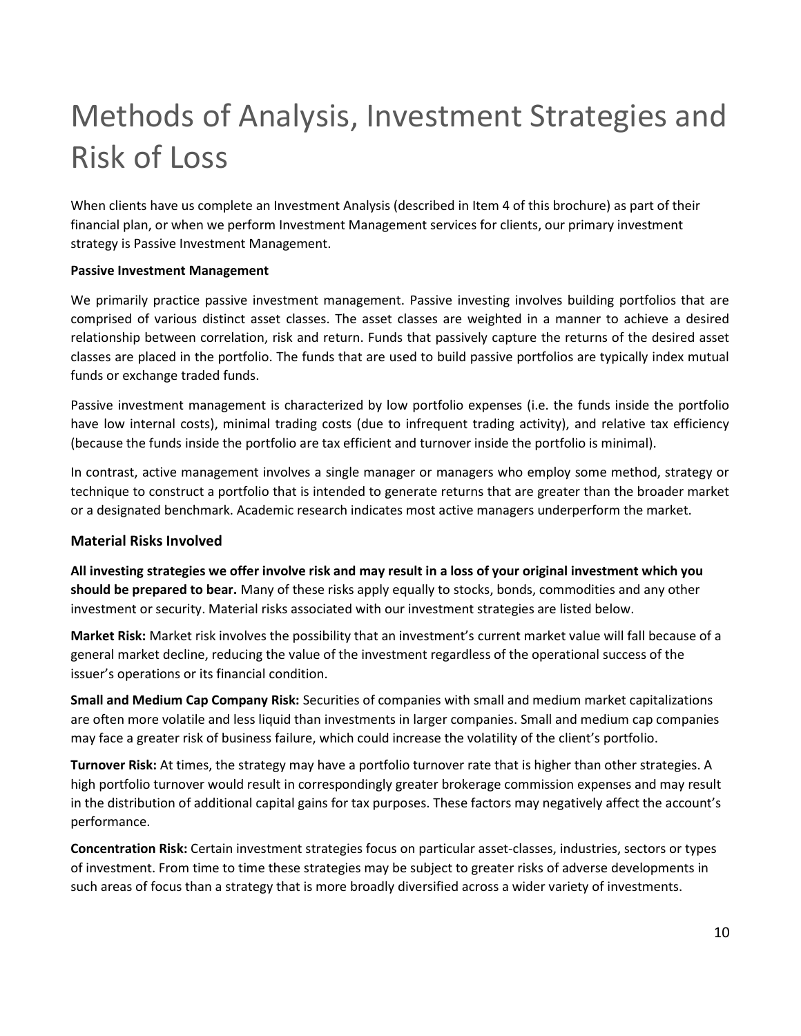# Methods of Analysis, Investment Strategies and Risk of Loss

When clients have us complete an Investment Analysis (described in Item 4 of this brochure) as part of their financial plan, or when we perform Investment Management services for clients, our primary investment strategy is Passive Investment Management.

**Passive Investment Management**

We primarily practice passive investment management. Passive investing involves building portfolios that are comprised of various distinct asset classes. The asset classes are weighted in a manner to achieve a desired relationship between correlation, risk and return. Funds that passively capture the returns of the desired asset classes are placed in the portfolio. The funds that are used to build passive portfolios are typically index mutual funds or exchange traded funds.

Passive investment management is characterized by low portfolio expenses (i.e. the funds inside the portfolio have low internal costs), minimal trading costs (due to infrequent trading activity), and relative tax efficiency (because the funds inside the portfolio are tax efficient and turnover inside the portfolio is minimal).

In contrast, active management involves a single manager or managers who employ some method, strategy or technique to construct a portfolio that is intended to generate returns that are greater than the broader market or a designated benchmark. Academic research indicates most active managers underperform the market.

## Material Risks Involved

**All investing strategies we offer involve risk and may result in a loss of your original investment which you should be prepared to bear.** Many of these risks apply equally to stocks, bonds, commodities and any other investment or security. Material risks associated with our investment strategies are listed below.

**Market Risk:** Market risk involves the possibility that an investment's current market value will fall because of a general market decline, reducing the value of the investment regardless of the operational success of the issuer's operations or its financial condition.

**Small and Medium Cap Company Risk:** Securities of companies with small and medium market capitalizations are often more volatile and less liquid than investments in larger companies. Small and medium cap companies may face a greater risk of business failure, which could increase the volatility of the client's portfolio.

**Turnover Risk:** At times, the strategy may have a portfolio turnover rate that is higher than other strategies. A high portfolio turnover would result in correspondingly greater brokerage commission expenses and may result in the distribution of additional capital gains for tax purposes. These factors may negatively affect the account's performance.

**Concentration Risk:** Certain investment strategies focus on particular asset-classes, industries, sectors or types of investment. From time to time these strategies may be subject to greater risks of adverse developments in such areas of focus than a strategy that is more broadly diversified across a wider variety of investments.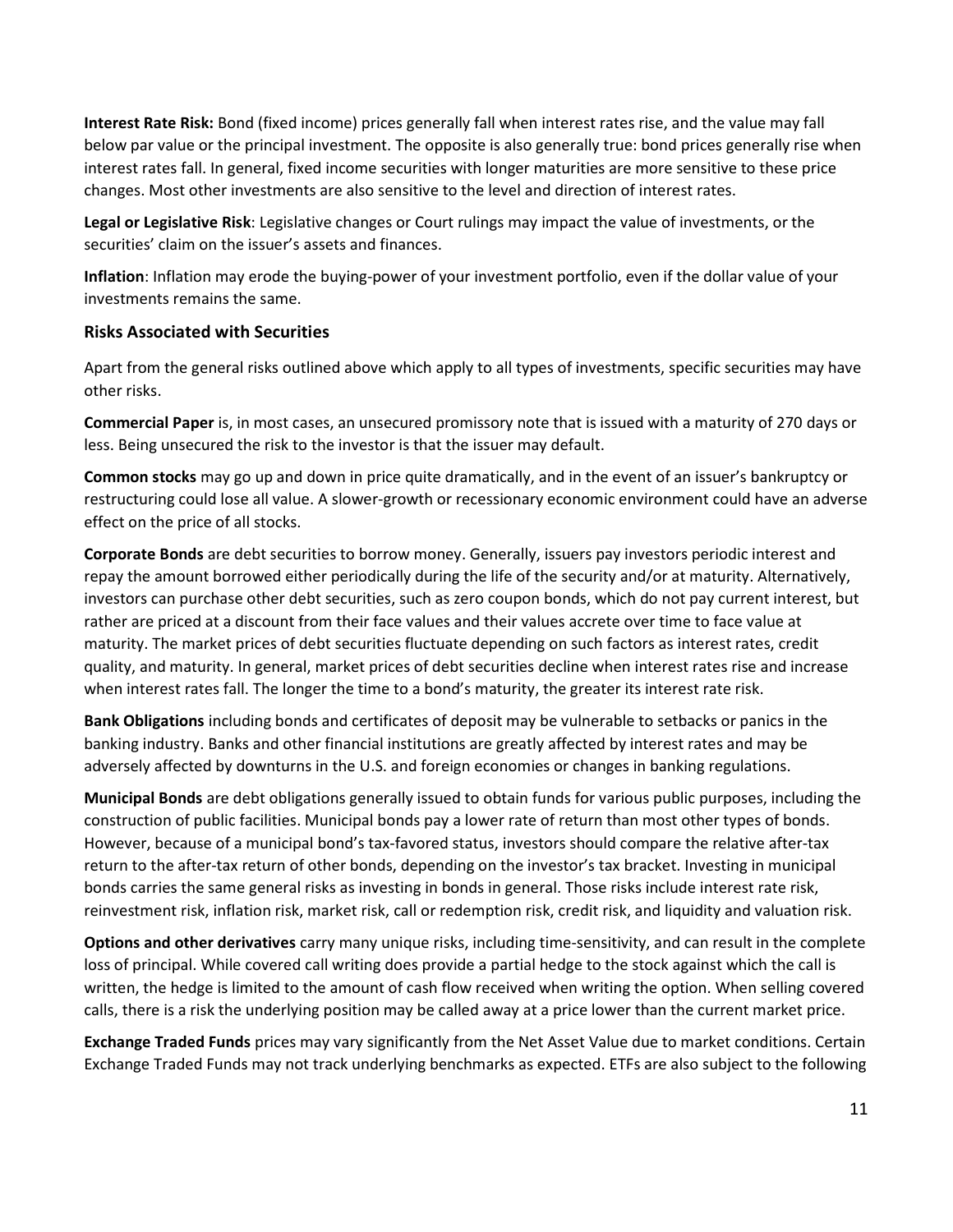**Interest Rate Risk:** Bond (fixed income) prices generally fall when interest rates rise, and the value may fall below par value or the principal investment. The opposite is also generally true: bond prices generally rise when interest rates fall. In general, fixed income securities with longer maturities are more sensitive to these price changes. Most other investments are also sensitive to the level and direction of interest rates.

**Legal or Legislative Risk**: Legislative changes or Court rulings may impact the value of investments, or the securities' claim on the issuer's assets and finances.

**Inflation**: Inflation may erode the buying-power of your investment portfolio, even if the dollar value of your investments remains the same.

### Risks Associated with Securities

Apart from the general risks outlined above which apply to all types of investments, specific securities may have other risks.

**Commercial Paper** is, in most cases, an unsecured promissory note that is issued with a maturity of 270 days or less. Being unsecured the risk to the investor is that the issuer may default.

**Common stocks** may go up and down in price quite dramatically, and in the event of an issuer's bankruptcy or restructuring could lose all value. A slower-growth or recessionary economic environment could have an adverse effect on the price of all stocks.

**Corporate Bonds** are debt securities to borrow money. Generally, issuers pay investors periodic interest and repay the amount borrowed either periodically during the life of the security and/or at maturity. Alternatively, investors can purchase other debt securities, such as zero coupon bonds, which do not pay current interest, but rather are priced at a discount from their face values and their values accrete over time to face value at maturity. The market prices of debt securities fluctuate depending on such factors as interest rates, credit quality, and maturity. In general, market prices of debt securities decline when interest rates rise and increase when interest rates fall. The longer the time to a bond's maturity, the greater its interest rate risk.

**Bank Obligations** including bonds and certificates of deposit may be vulnerable to setbacks or panics in the banking industry. Banks and other financial institutions are greatly affected by interest rates and may be adversely affected by downturns in the U.S. and foreign economies or changes in banking regulations.

**Municipal Bonds** are debt obligations generally issued to obtain funds for various public purposes, including the construction of public facilities. Municipal bonds pay a lower rate of return than most other types of bonds. However, because of a municipal bond's tax-favored status, investors should compare the relative after-tax return to the after-tax return of other bonds, depending on the investor's tax bracket. Investing in municipal bonds carries the same general risks as investing in bonds in general. Those risks include interest rate risk, reinvestment risk, inflation risk, market risk, call or redemption risk, credit risk, and liquidity and valuation risk.

**Options and other derivatives** carry many unique risks, including time-sensitivity, and can result in the complete loss of principal. While covered call writing does provide a partial hedge to the stock against which the call is written, the hedge is limited to the amount of cash flow received when writing the option. When selling covered calls, there is a risk the underlying position may be called away at a price lower than the current market price.

**Exchange Traded Funds** prices may vary significantly from the Net Asset Value due to market conditions. Certain Exchange Traded Funds may not track underlying benchmarks as expected. ETFs are also subject to the following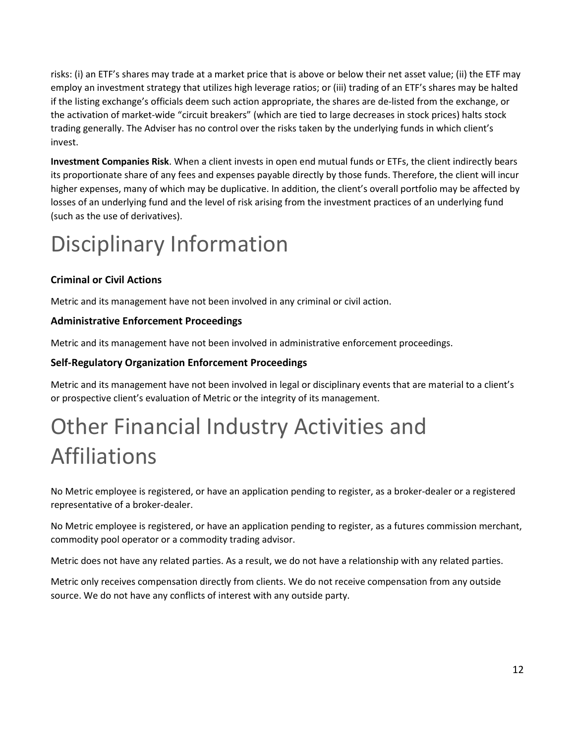risks: (i) an ETF's shares may trade at a market price that is above or below their net asset value; (ii) the ETF may employ an investment strategy that utilizes high leverage ratios; or (iii) trading of an ETF's shares may be halted if the listing exchange's officials deem such action appropriate, the shares are de-listed from the exchange, or the activation of market-wide "circuit breakers" (which are tied to large decreases in stock prices) halts stock trading generally. The Adviser has no control over the risks taken by the underlying funds in which client's invest.

**Investment Companies Risk**. When a client invests in open end mutual funds or ETFs, the client indirectly bears its proportionate share of any fees and expenses payable directly by those funds. Therefore, the client will incur higher expenses, many of which may be duplicative. In addition, the client's overall portfolio may be affected by losses of an underlying fund and the level of risk arising from the investment practices of an underlying fund (such as the use of derivatives).

# Disciplinary Information

### Criminal or Civil Actions

Metric and its management have not been involved in any criminal or civil action.

### Administrative Enforcement Proceedings

Metric and its management have not been involved in administrative enforcement proceedings.

### Self-Regulatory Organization Enforcement Proceedings

Metric and its management have not been involved in legal or disciplinary events that are material to a client's or prospective client's evaluation of Metric or the integrity of its management.

# Other Financial Industry Activities and Affiliations

No Metric employee is registered, or have an application pending to register, as a broker-dealer or a registered representative of a broker-dealer.

No Metric employee is registered, or have an application pending to register, as a futures commission merchant, commodity pool operator or a commodity trading advisor.

Metric does not have any related parties. As a result, we do not have a relationship with any related parties.

Metric only receives compensation directly from clients. We do not receive compensation from any outside source. We do not have any conflicts of interest with any outside party.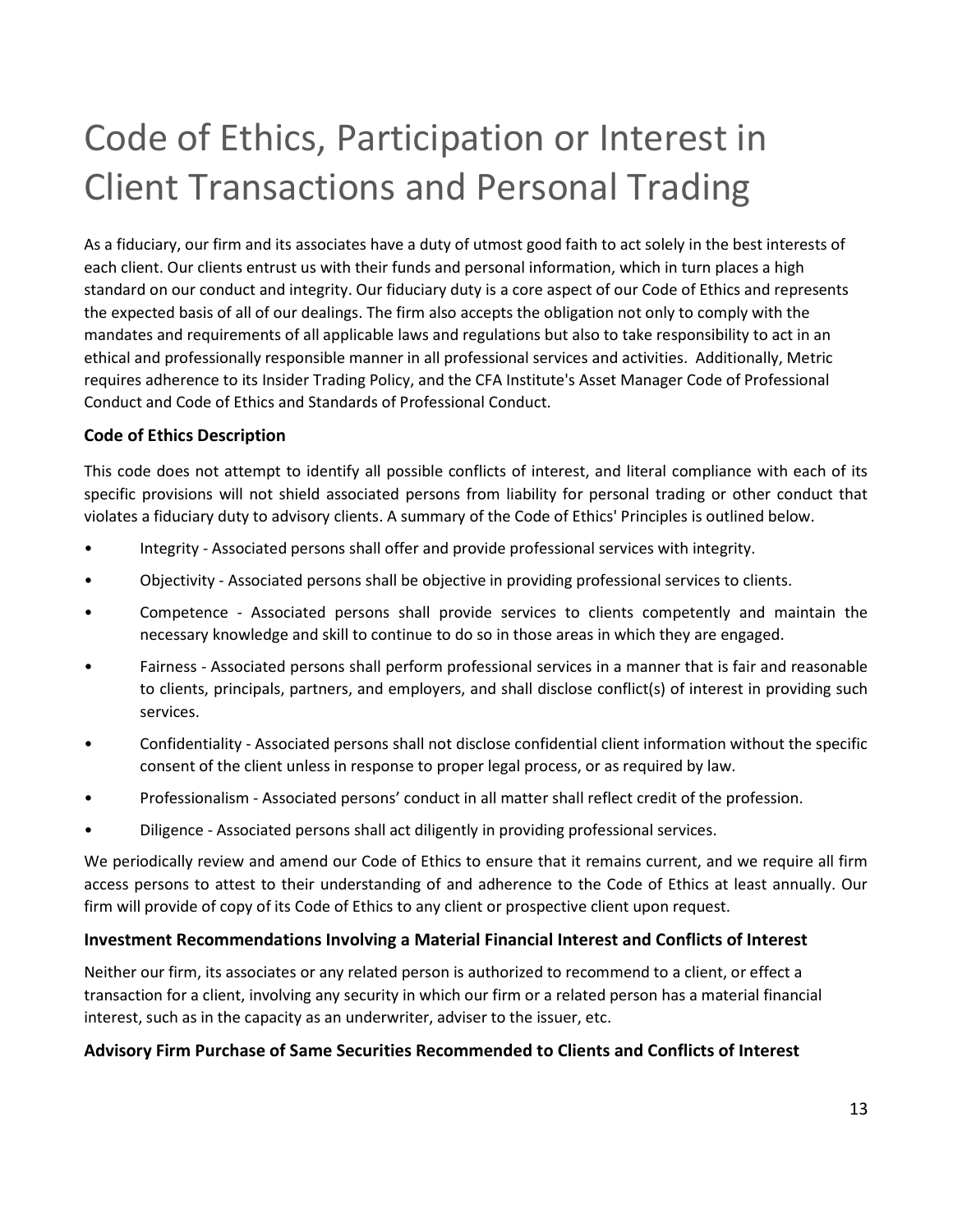# Code of Ethics, Participation or Interest in Client Transactions and Personal Trading

As a fiduciary, our firm and its associates have a duty of utmost good faith to act solely in the best interests of each client. Our clients entrust us with their funds and personal information, which in turn places a high standard on our conduct and integrity. Our fiduciary duty is a core aspect of our Code of Ethics and represents the expected basis of all of our dealings. The firm also accepts the obligation not only to comply with the mandates and requirements of all applicable laws and regulations but also to take responsibility to act in an ethical and professionally responsible manner in all professional services and activities. Additionally, Metric requires adherence to its Insider Trading Policy, and the CFA Institute's Asset Manager Code of Professional Conduct and Code of Ethics and Standards of Professional Conduct.

### Code of Ethics Description

This code does not attempt to identify all possible conflicts of interest, and literal compliance with each of its specific provisions will not shield associated persons from liability for personal trading or other conduct that violates a fiduciary duty to advisory clients. A summary of the Code of Ethics' Principles is outlined below.

- Integrity - Associated persons shall offer and provide professional services with integrity.
- Objectivity - Associated persons shall be objective in providing professional services to clients.
- Competence - Associated persons shall provide services to clients competently and maintain the necessary knowledge and skill to continue to do so in those areas in which they are engaged.
- Fairness - Associated persons shall perform professional services in a manner that is fair and reasonable to clients, principals, partners, and employers, and shall disclose conflict(s) of interest in providing such services.
- Confidentiality - Associated persons shall not disclose confidential client information without the specific consent of the client unless in response to proper legal process, or as required by law.
- Professionalism - Associated persons' conduct in all matter shall reflect credit of the profession.
- Diligence - Associated persons shall act diligently in providing professional services.

We periodically review and amend our Code of Ethics to ensure that it remains current, and we require all firm access persons to attest to their understanding of and adherence to the Code of Ethics at least annually. Our firm will provide of copy of its Code of Ethics to any client or prospective client upon request.

### Investment Recommendations Involving a Material Financial Interest and Conflicts of Interest

Neither our firm, its associates or any related person is authorized to recommend to a client, or effect a transaction for a client, involving any security in which our firm or a related person has a material financial interest, such as in the capacity as an underwriter, adviser to the issuer, etc.

### Advisory Firm Purchase of Same Securities Recommended to Clients and Conflicts of Interest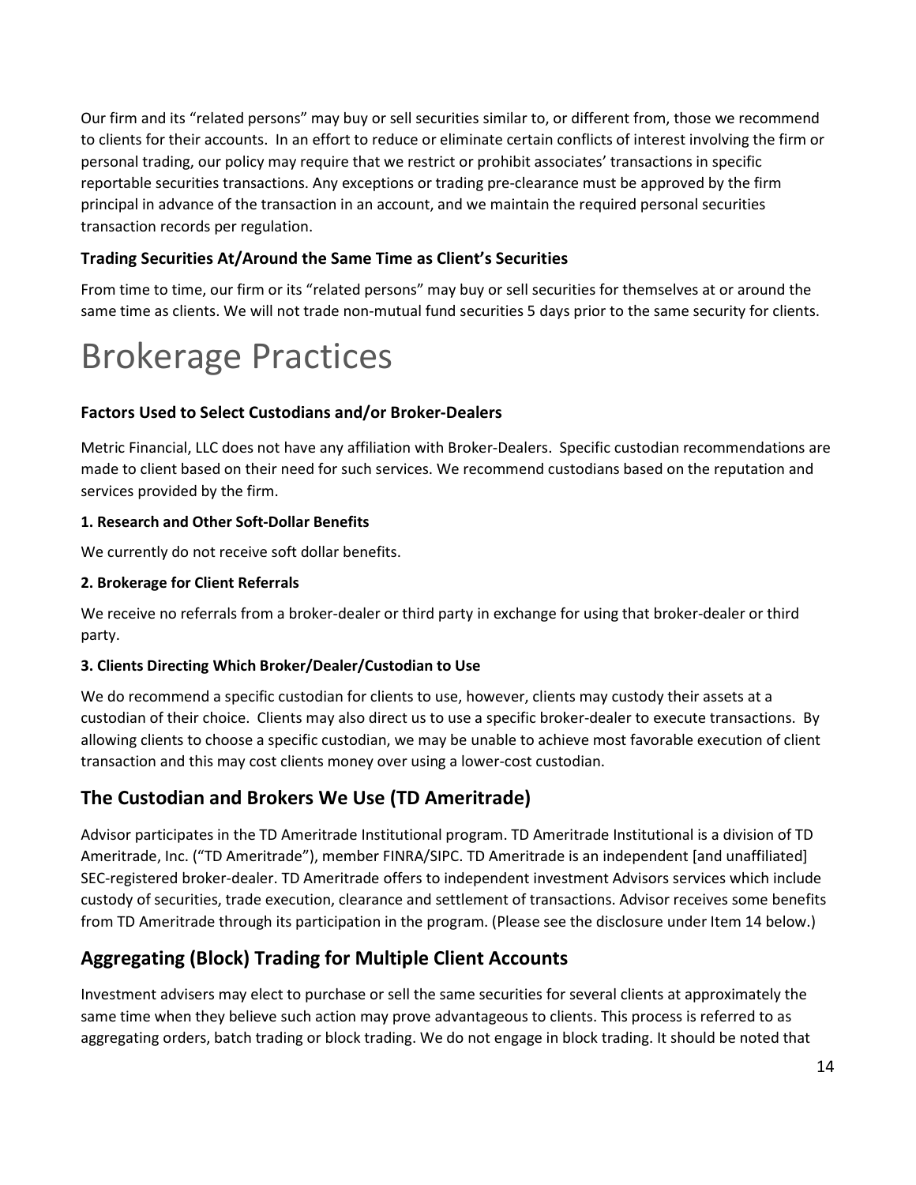Our firm and its "related persons" may buy or sell securities similar to, or different from, those we recommend to clients for their accounts. In an effort to reduce or eliminate certain conflicts of interest involving the firm or personal trading, our policy may require that we restrict or prohibit associates' transactions in specific reportable securities transactions. Any exceptions or trading pre-clearance must be approved by the firm principal in advance of the transaction in an account, and we maintain the required personal securities transaction records per regulation.

### Trading Securities At/Around the Same Time as Client's Securities

From time to time, our firm or its "related persons" may buy or sell securities for themselves at or around the same time as clients. We will not trade non-mutual fund securities 5 days prior to the same security for clients.

# Brokerage Practices

#### Factors Used to Select Custodians and/or Broker-Dealers

Metric Financial, LLC does not have any affiliation with Broker-Dealers. Specific custodian recommendations are made to client based on their need for such services. We recommend custodians based on the reputation and services provided by the firm.

**1. Research and Other Soft-Dollar Benefits**

We currently do not receive soft dollar benefits.

**2. Brokerage for Client Referrals**

We receive no referrals from a broker-dealer or third party in exchange for using that broker-dealer or third party.

**3. Clients Directing Which Broker/Dealer/Custodian to Use**

We do recommend a specific custodian for clients to use, however, clients may custody their assets at a custodian of their choice. Clients may also direct us to use a specific broker-dealer to execute transactions. By allowing clients to choose a specific custodian, we may be unable to achieve most favorable execution of client transaction and this may cost clients money over using a lower-cost custodian.

## The Custodian and Brokers We Use (TD Ameritrade)

Advisor participates in the TD Ameritrade Institutional program. TD Ameritrade Institutional is a division of TD Ameritrade, Inc. ("TD Ameritrade"), member FINRA/SIPC. TD Ameritrade is an independent [and unaffiliated] SEC-registered broker-dealer. TD Ameritrade offers to independent investment Advisors services which include custody of securities, trade execution, clearance and settlement of transactions. Advisor receives some benefits from TD Ameritrade through its participation in the program. (Please see the disclosure under Item 14 below.)

## Aggregating (Block) Trading for Multiple Client Accounts

Investment advisers may elect to purchase or sell the same securities for several clients at approximately the same time when they believe such action may prove advantageous to clients. This process is referred to as aggregating orders, batch trading or block trading. We do not engage in block trading. It should be noted that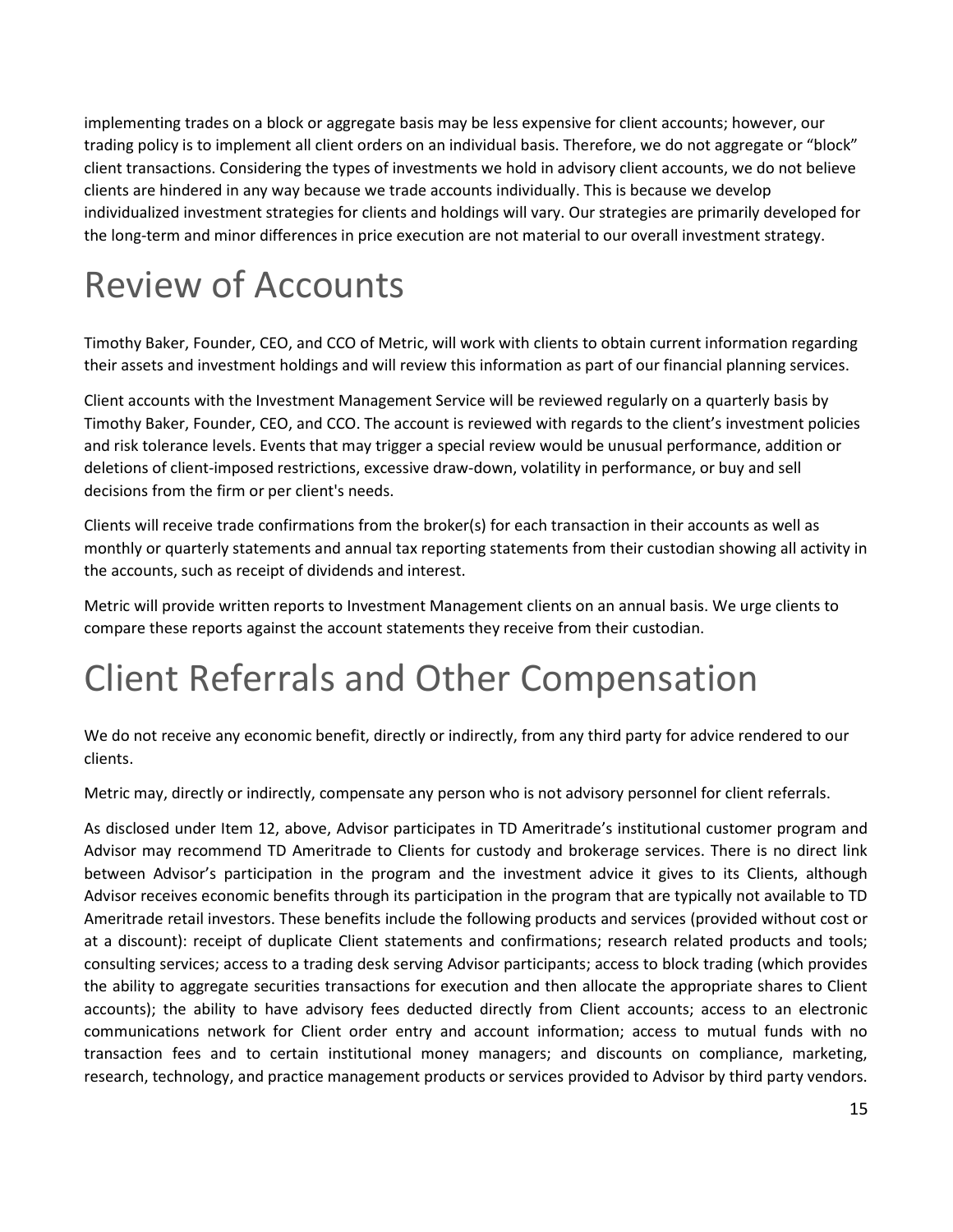implementing trades on a block or aggregate basis may be less expensive for client accounts; however, our trading policy is to implement all client orders on an individual basis. Therefore, we do not aggregate or "block" client transactions. Considering the types of investments we hold in advisory client accounts, we do not believe clients are hindered in any way because we trade accounts individually. This is because we develop individualized investment strategies for clients and holdings will vary. Our strategies are primarily developed for the long-term and minor differences in price execution are not material to our overall investment strategy.

# Review of Accounts

Timothy Baker, Founder, CEO, and CCO of Metric, will work with clients to obtain current information regarding their assets and investment holdings and will review this information as part of our financial planning services.

Client accounts with the Investment Management Service will be reviewed regularly on a quarterly basis by Timothy Baker, Founder, CEO, and CCO. The account is reviewed with regards to the client's investment policies and risk tolerance levels. Events that may trigger a special review would be unusual performance, addition or deletions of client-imposed restrictions, excessive draw-down, volatility in performance, or buy and sell decisions from the firm or per client's needs.

Clients will receive trade confirmations from the broker(s) for each transaction in their accounts as well as monthly or quarterly statements and annual tax reporting statements from their custodian showing all activity in the accounts, such as receipt of dividends and interest.

Metric will provide written reports to Investment Management clients on an annual basis. We urge clients to compare these reports against the account statements they receive from their custodian.

# Client Referrals and Other Compensation

We do not receive any economic benefit, directly or indirectly, from any third party for advice rendered to our clients.

Metric may, directly or indirectly, compensate any person who is not advisory personnel for client referrals.

As disclosed under Item 12, above, Advisor participates in TD Ameritrade's institutional customer program and Advisor may recommend TD Ameritrade to Clients for custody and brokerage services. There is no direct link between Advisor's participation in the program and the investment advice it gives to its Clients, although Advisor receives economic benefits through its participation in the program that are typically not available to TD Ameritrade retail investors. These benefits include the following products and services (provided without cost or at a discount): receipt of duplicate Client statements and confirmations; research related products and tools; consulting services; access to a trading desk serving Advisor participants; access to block trading (which provides the ability to aggregate securities transactions for execution and then allocate the appropriate shares to Client accounts); the ability to have advisory fees deducted directly from Client accounts; access to an electronic communications network for Client order entry and account information; access to mutual funds with no transaction fees and to certain institutional money managers; and discounts on compliance, marketing, research, technology, and practice management products or services provided to Advisor by third party vendors.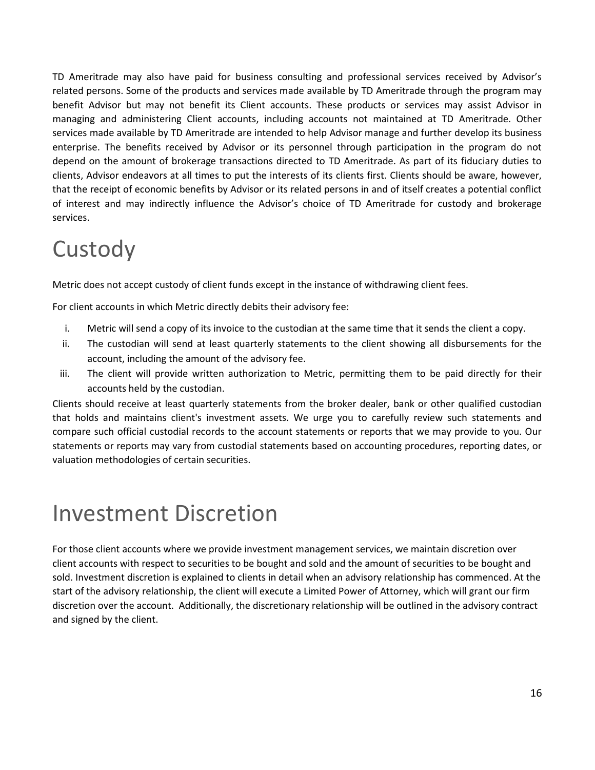TD Ameritrade may also have paid for business consulting and professional services received by Advisor's related persons. Some of the products and services made available by TD Ameritrade through the program may benefit Advisor but may not benefit its Client accounts. These products or services may assist Advisor in managing and administering Client accounts, including accounts not maintained at TD Ameritrade. Other services made available by TD Ameritrade are intended to help Advisor manage and further develop its business enterprise. The benefits received by Advisor or its personnel through participation in the program do not depend on the amount of brokerage transactions directed to TD Ameritrade. As part of its fiduciary duties to clients, Advisor endeavors at all times to put the interests of its clients first. Clients should be aware, however, that the receipt of economic benefits by Advisor or its related persons in and of itself creates a potential conflict of interest and may indirectly influence the Advisor's choice of TD Ameritrade for custody and brokerage services.

# Custody

Metric does not accept custody of client funds except in the instance of withdrawing client fees.

For client accounts in which Metric directly debits their advisory fee:

i. Metric will send a copy of its invoice to the custodian at the same time that it sends the client a copy.
ii. The custodian will send at least quarterly statements to the client showing all disbursements for the account, including the amount of the advisory fee.
iii. The client will provide written authorization to Metric, permitting them to be paid directly for their accounts held by the custodian.

Clients should receive at least quarterly statements from the broker dealer, bank or other qualified custodian that holds and maintains client's investment assets. We urge you to carefully review such statements and compare such official custodial records to the account statements or reports that we may provide to you. Our statements or reports may vary from custodial statements based on accounting procedures, reporting dates, or valuation methodologies of certain securities.

# Investment Discretion

For those client accounts where we provide investment management services, we maintain discretion over client accounts with respect to securities to be bought and sold and the amount of securities to be bought and sold. Investment discretion is explained to clients in detail when an advisory relationship has commenced. At the start of the advisory relationship, the client will execute a Limited Power of Attorney, which will grant our firm discretion over the account. Additionally, the discretionary relationship will be outlined in the advisory contract and signed by the client.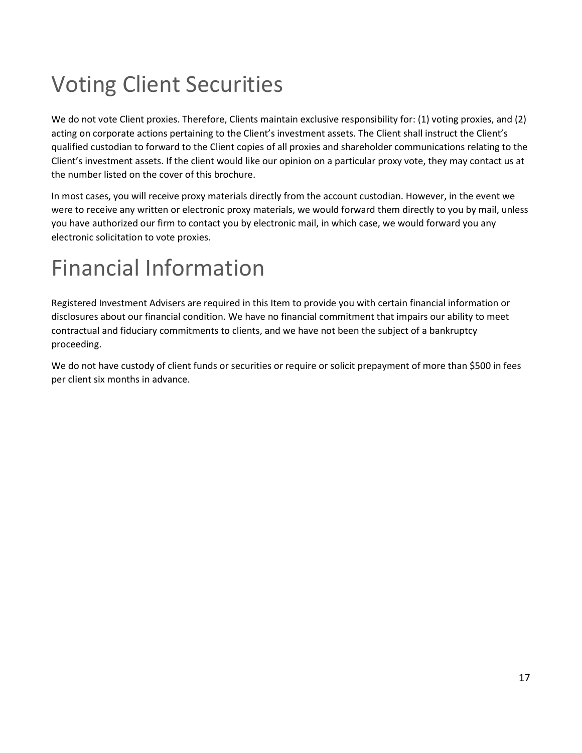# Voting Client Securities

We do not vote Client proxies. Therefore, Clients maintain exclusive responsibility for: (1) voting proxies, and (2) acting on corporate actions pertaining to the Client's investment assets. The Client shall instruct the Client's qualified custodian to forward to the Client copies of all proxies and shareholder communications relating to the Client's investment assets. If the client would like our opinion on a particular proxy vote, they may contact us at the number listed on the cover of this brochure.

In most cases, you will receive proxy materials directly from the account custodian. However, in the event we were to receive any written or electronic proxy materials, we would forward them directly to you by mail, unless you have authorized our firm to contact you by electronic mail, in which case, we would forward you any electronic solicitation to vote proxies.

# Financial Information

Registered Investment Advisers are required in this Item to provide you with certain financial information or disclosures about our financial condition. We have no financial commitment that impairs our ability to meet contractual and fiduciary commitments to clients, and we have not been the subject of a bankruptcy proceeding.

We do not have custody of client funds or securities or require or solicit prepayment of more than $500 in fees per client six months in advance.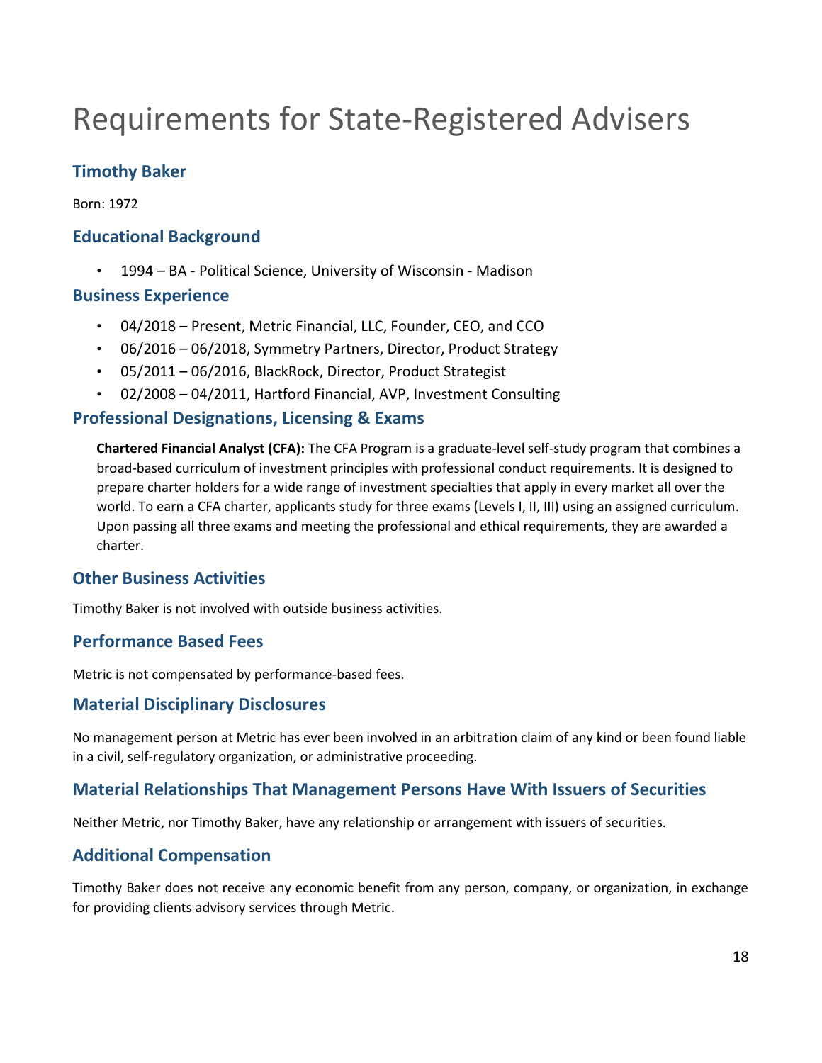# Requirements for State-Registered Advisers

## Timothy Baker

Born: 1972

## Educational Background

- 1994 – BA - Political Science, University of Wisconsin - Madison

## Business Experience

- 04/2018 – Present, Metric Financial, LLC, Founder, CEO, and CCO
- 06/2016 – 06/2018, Symmetry Partners, Director, Product Strategy
- 05/2011 – 06/2016, BlackRock, Director, Product Strategist
- 02/2008 – 04/2011, Hartford Financial, AVP, Investment Consulting

## Professional Designations, Licensing & Exams

**Chartered Financial Analyst (CFA):** The CFA Program is a graduate-level self-study program that combines a broad-based curriculum of investment principles with professional conduct requirements. It is designed to prepare charter holders for a wide range of investment specialties that apply in every market all over the world. To earn a CFA charter, applicants study for three exams (Levels I, II, III) using an assigned curriculum. Upon passing all three exams and meeting the professional and ethical requirements, they are awarded a charter.

## Other Business Activities

Timothy Baker is not involved with outside business activities.

## Performance Based Fees

Metric is not compensated by performance-based fees.

## Material Disciplinary Disclosures

No management person at Metric has ever been involved in an arbitration claim of any kind or been found liable in a civil, self-regulatory organization, or administrative proceeding.

## Material Relationships That Management Persons Have With Issuers of Securities

Neither Metric, nor Timothy Baker, have any relationship or arrangement with issuers of securities.

## Additional Compensation

Timothy Baker does not receive any economic benefit from any person, company, or organization, in exchange for providing clients advisory services through Metric.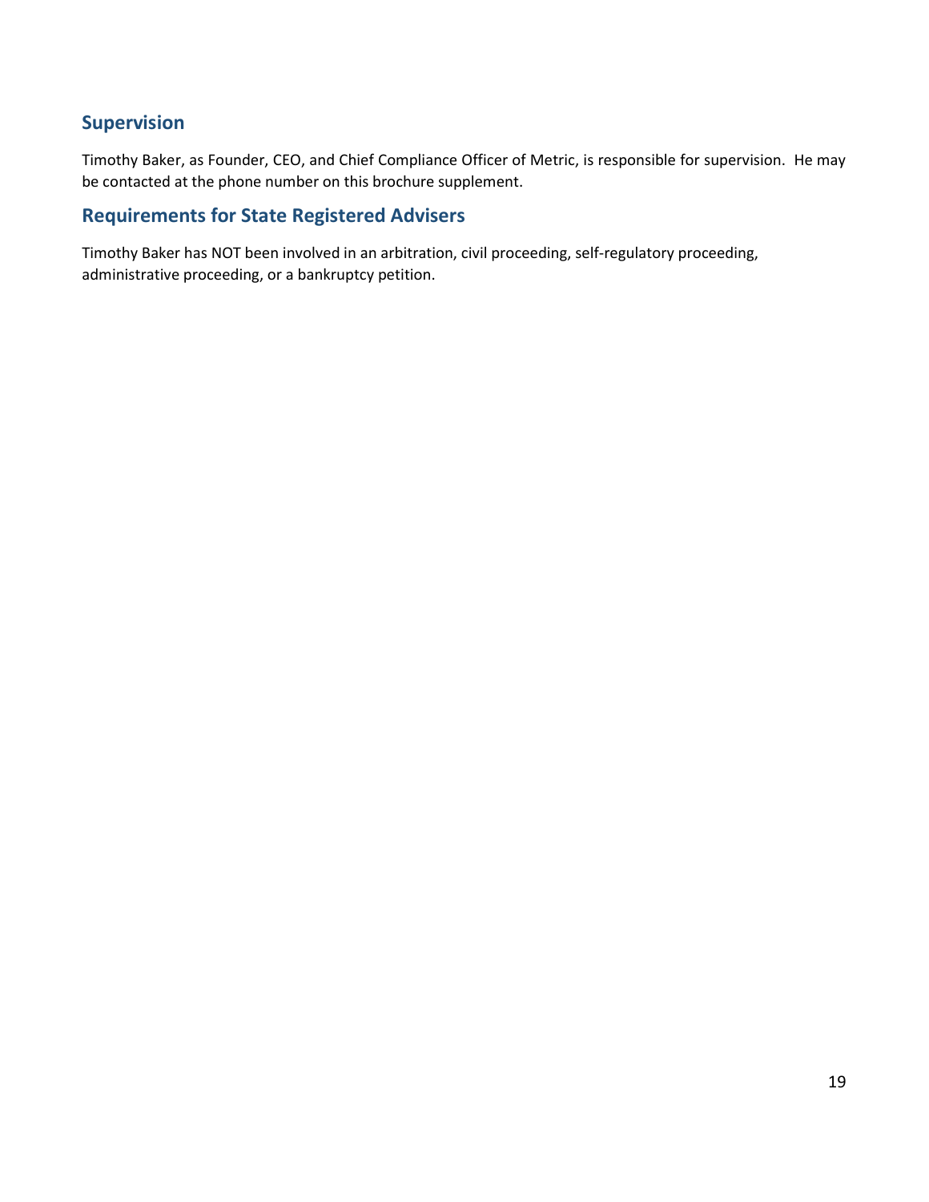## Supervision

Timothy Baker, as Founder, CEO, and Chief Compliance Officer of Metric, is responsible for supervision. He may be contacted at the phone number on this brochure supplement.

## Requirements for State Registered Advisers

Timothy Baker has NOT been involved in an arbitration, civil proceeding, self-regulatory proceeding, administrative proceeding, or a bankruptcy petition.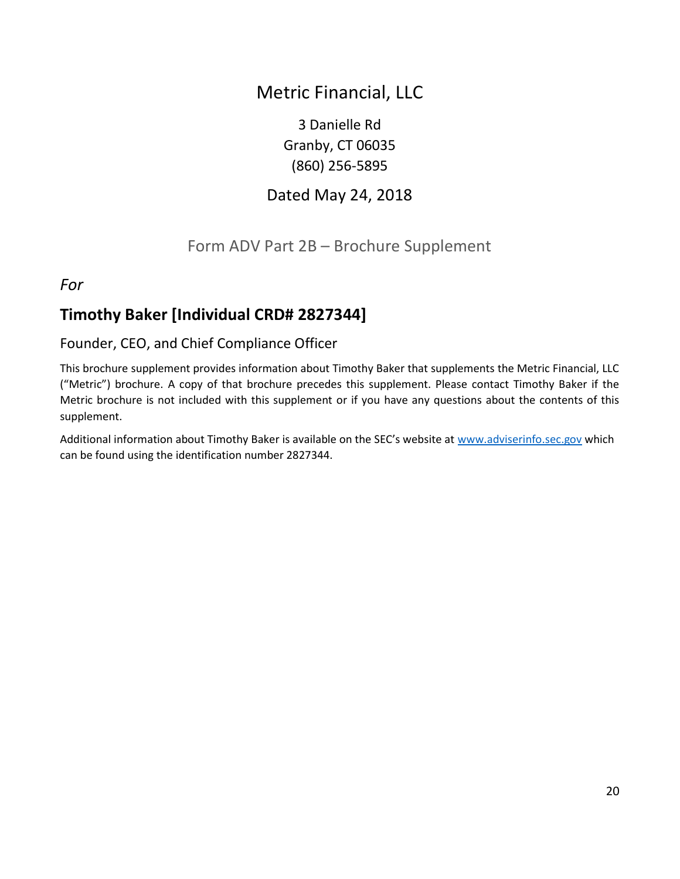# Metric Financial, LLC

3 Danielle Rd
Granby, CT 06035
(860) 256-5895

Dated May 24, 2018

Form ADV Part 2B – Brochure Supplement

*For*

## Timothy Baker [Individual CRD# 2827344]

Founder, CEO, and Chief Compliance Officer

This brochure supplement provides information about Timothy Baker that supplements the Metric Financial, LLC ("Metric") brochure. A copy of that brochure precedes this supplement. Please contact Timothy Baker if the Metric brochure is not included with this supplement or if you have any questions about the contents of this supplement.

Additional information about Timothy Baker is available on the SEC's website at www.adviserinfo.sec.gov which can be found using the identification number 2827344.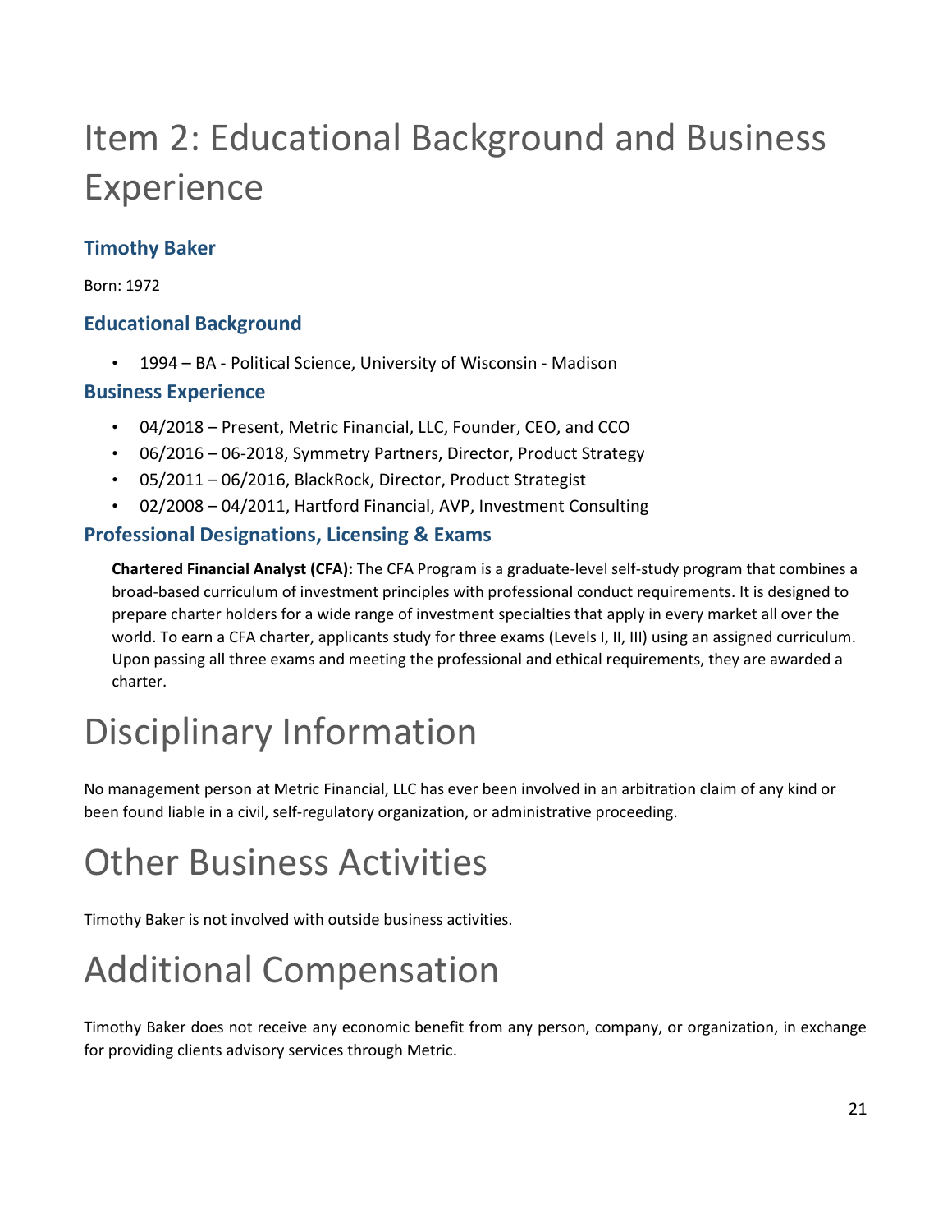# Item 2: Educational Background and Business Experience

### Timothy Baker

Born: 1972

### Educational Background

- 1994 – BA - Political Science, University of Wisconsin - Madison

### Business Experience

- 04/2018 – Present, Metric Financial, LLC, Founder, CEO, and CCO
- 06/2016 – 06-2018, Symmetry Partners, Director, Product Strategy
- 05/2011 – 06/2016, BlackRock, Director, Product Strategist
- 02/2008 – 04/2011, Hartford Financial, AVP, Investment Consulting

### Professional Designations, Licensing & Exams

**Chartered Financial Analyst (CFA):** The CFA Program is a graduate-level self-study program that combines a broad-based curriculum of investment principles with professional conduct requirements. It is designed to prepare charter holders for a wide range of investment specialties that apply in every market all over the world. To earn a CFA charter, applicants study for three exams (Levels I, II, III) using an assigned curriculum. Upon passing all three exams and meeting the professional and ethical requirements, they are awarded a charter.

# Disciplinary Information

No management person at Metric Financial, LLC has ever been involved in an arbitration claim of any kind or been found liable in a civil, self-regulatory organization, or administrative proceeding.

# Other Business Activities

Timothy Baker is not involved with outside business activities.

# Additional Compensation

Timothy Baker does not receive any economic benefit from any person, company, or organization, in exchange for providing clients advisory services through Metric.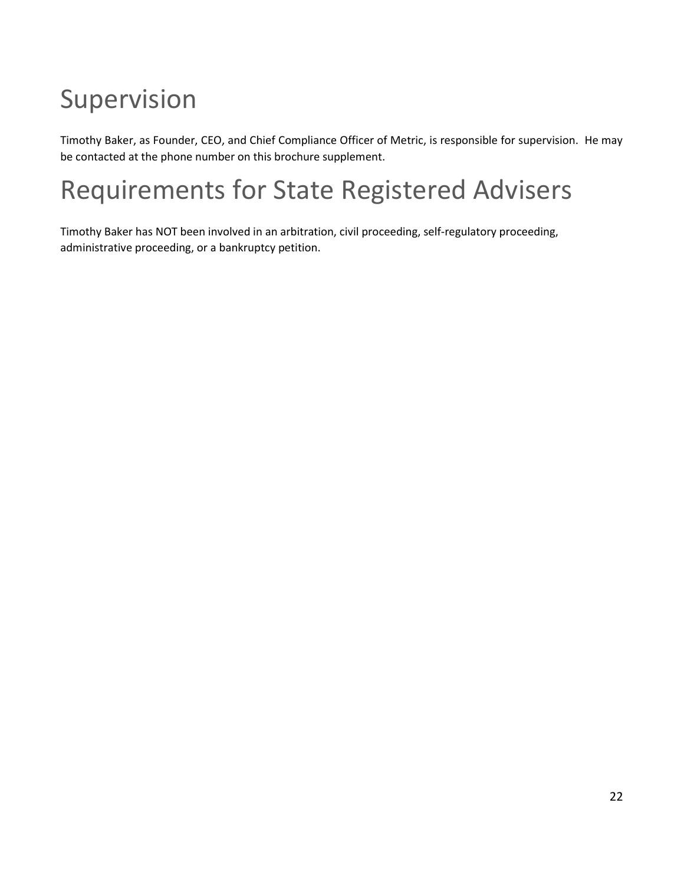# Supervision

Timothy Baker, as Founder, CEO, and Chief Compliance Officer of Metric, is responsible for supervision. He may be contacted at the phone number on this brochure supplement.

# Requirements for State Registered Advisers

Timothy Baker has NOT been involved in an arbitration, civil proceeding, self-regulatory proceeding, administrative proceeding, or a bankruptcy petition.